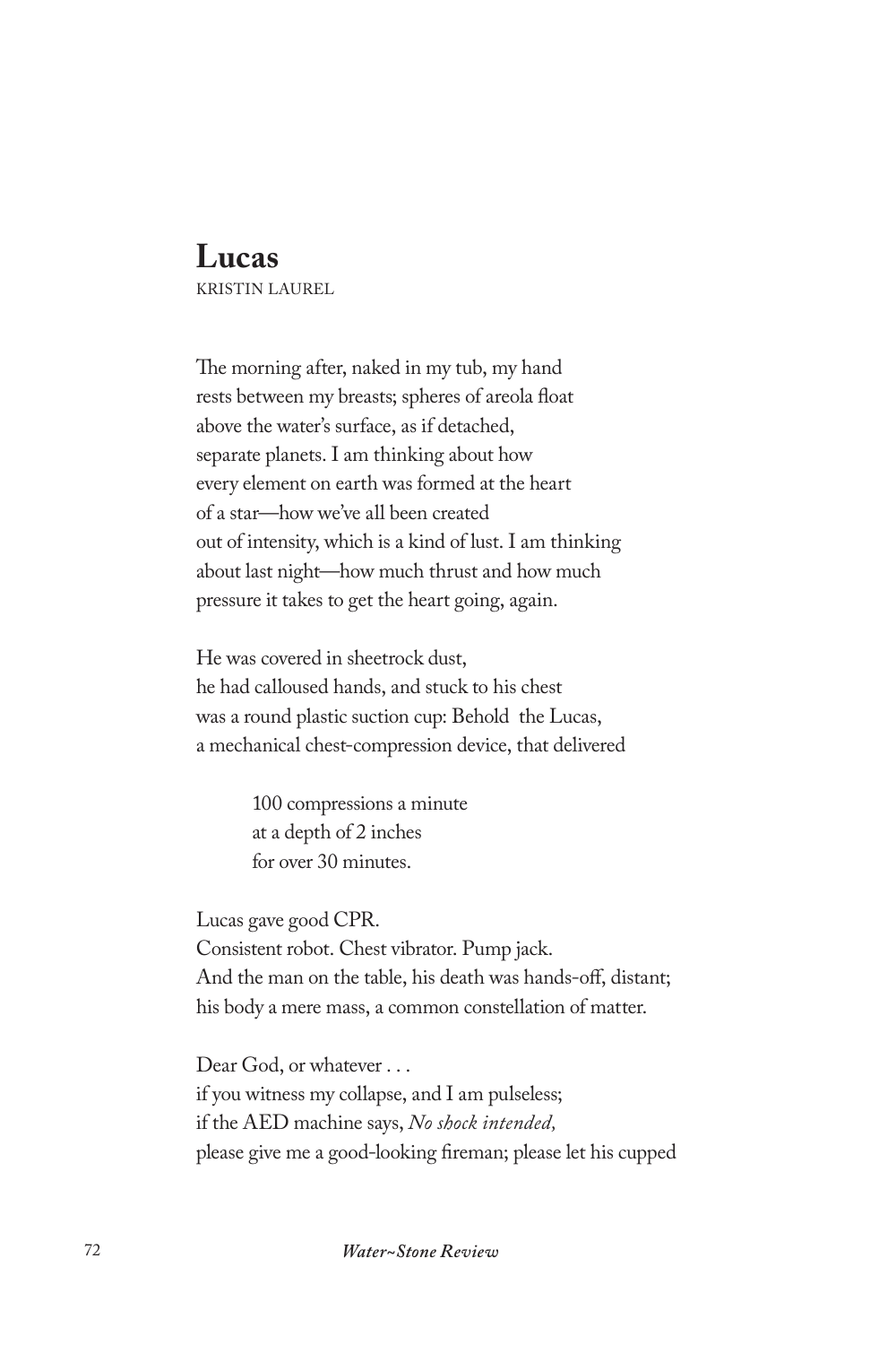# Lucas

KRISTIN LAUREL

The morning after, naked in my tub, my hand
rests between my breasts; spheres of areola float
above the water's surface, as if detached,
separate planets. I am thinking about how
every element on earth was formed at the heart
of a star—how we've all been created
out of intensity, which is a kind of lust. I am thinking
about last night—how much thrust and how much
pressure it takes to get the heart going, again.

He was covered in sheetrock dust,
he had calloused hands, and stuck to his chest
was a round plastic suction cup: Behold the Lucas,
a mechanical chest-compression device, that delivered

> 100 compressions a minute
> at a depth of 2 inches
> for over 30 minutes.

Lucas gave good CPR.
Consistent robot. Chest vibrator. Pump jack.
And the man on the table, his death was hands-off, distant;
his body a mere mass, a common constellation of matter.

Dear God, or whatever . . .
if you witness my collapse, and I am pulseless;
if the AED machine says, *No shock intended,*
please give me a good-looking fireman; please let his cupped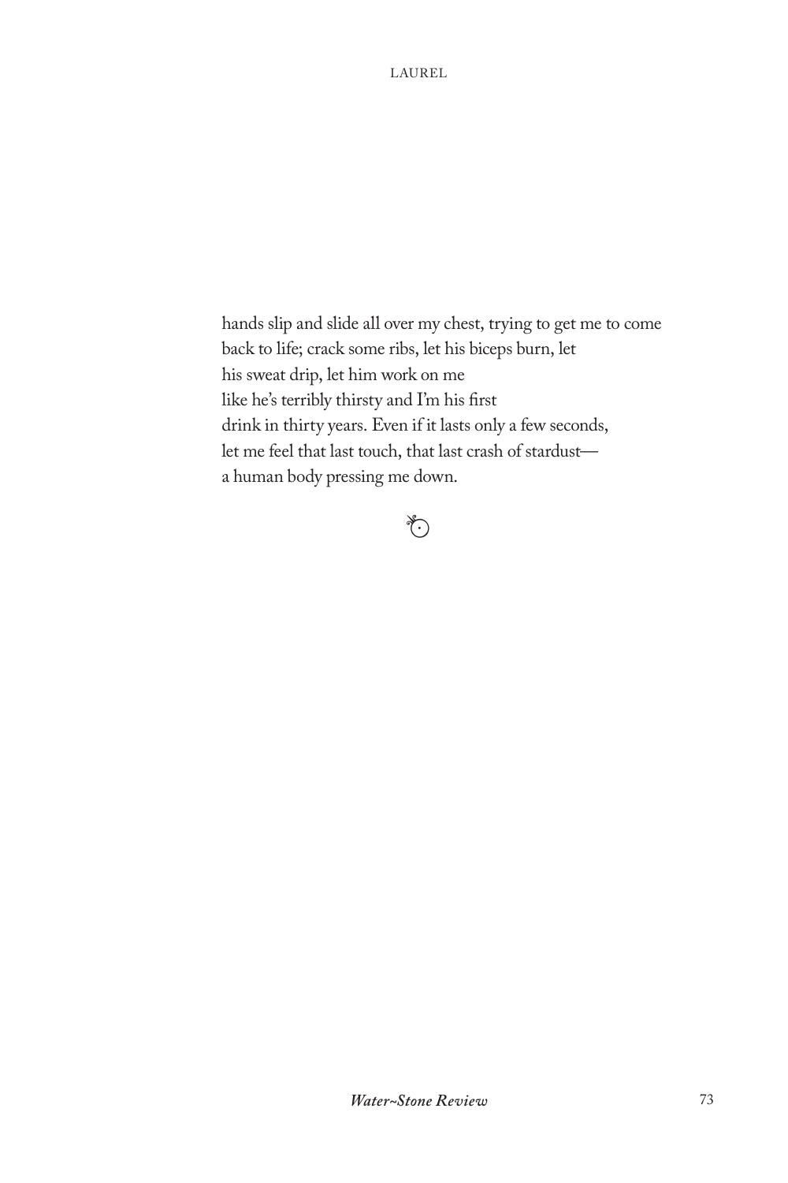hands slip and slide all over my chest, trying to get me to come  
back to life; crack some ribs, let his biceps burn, let  
his sweat drip, let him work on me  
like he's terribly thirsty and I'm his first  
drink in thirty years. Even if it lasts only a few seconds,  
let me feel that last touch, that last crash of stardust—  
a human body pressing me down.